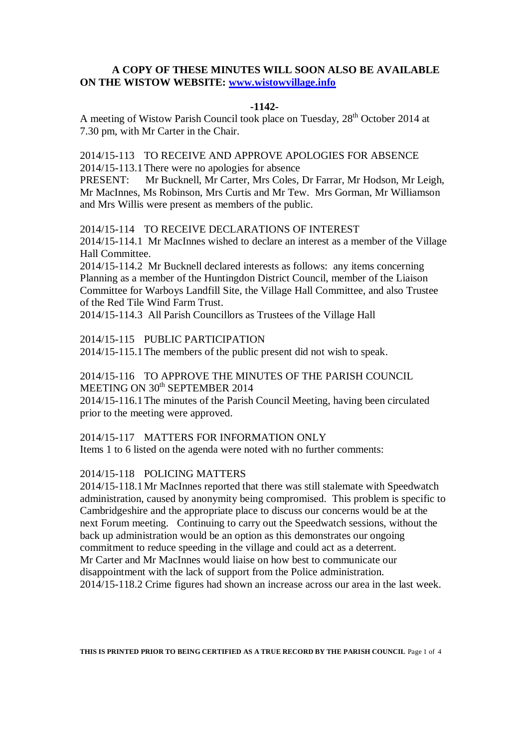**A COPY OF THESE MINUTES WILL SOON ALSO BE AVAILABLE ON THE WISTOW WEBSITE: [www.wistowvillage.info](http://www.wistowvillage.info)**

**-1142-**

A meeting of Wistow Parish Council took place on Tuesday, 28th October 2014 at 7.30 pm, with Mr Carter in the Chair.

2014/15-113 TO RECEIVE AND APPROVE APOLOGIES FOR ABSENCE

2014/15-113.1 There were no apologies for absence

PRESENT: Mr Bucknell, Mr Carter, Mrs Coles, Dr Farrar, Mr Hodson, Mr Leigh, Mr MacInnes, Ms Robinson, Mrs Curtis and Mr Tew. Mrs Gorman, Mr Williamson and Mrs Willis were present as members of the public.

2014/15-114 TO RECEIVE DECLARATIONS OF INTEREST

2014/15-114.1 Mr MacInnes wished to declare an interest as a member of the Village Hall Committee.

2014/15-114.2 Mr Bucknell declared interests as follows: any items concerning Planning as a member of the Huntingdon District Council, member of the Liaison Committee for Warboys Landfill Site, the Village Hall Committee, and also Trustee of the Red Tile Wind Farm Trust.

2014/15-114.3 All Parish Councillors as Trustees of the Village Hall

2014/15-115 PUBLIC PARTICIPATION

2014/15-115.1 The members of the public present did not wish to speak.

2014/15-116 TO APPROVE THE MINUTES OF THE PARISH COUNCIL MEETING ON 30th SEPTEMBER 2014

2014/15-116.1 The minutes of the Parish Council Meeting, having been circulated prior to the meeting were approved.

2014/15-117 MATTERS FOR INFORMATION ONLY

Items 1 to 6 listed on the agenda were noted with no further comments:

2014/15-118 POLICING MATTERS

2014/15-118.1 Mr MacInnes reported that there was still stalemate with Speedwatch administration, caused by anonymity being compromised. This problem is specific to Cambridgeshire and the appropriate place to discuss our concerns would be at the next Forum meeting. Continuing to carry out the Speedwatch sessions, without the back up administration would be an option as this demonstrates our ongoing commitment to reduce speeding in the village and could act as a deterrent. Mr Carter and Mr MacInnes would liaise on how best to communicate our disappointment with the lack of support from the Police administration.

2014/15-118.2 Crime figures had shown an increase across our area in the last week.

**THIS IS PRINTED PRIOR TO BEING CERTIFIED AS A TRUE RECORD BY THE PARISH COUNCIL**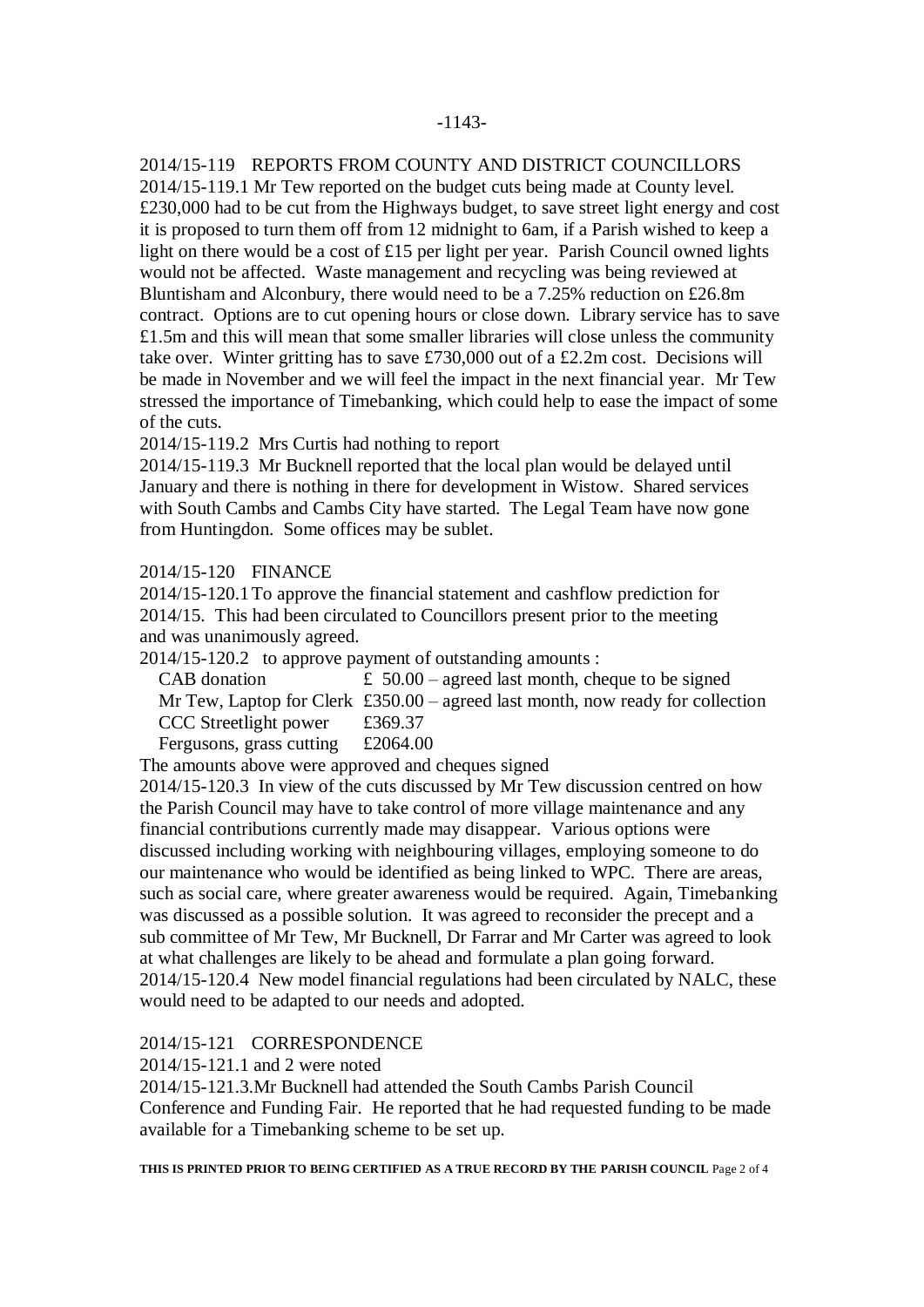2014/15-119 REPORTS FROM COUNTY AND DISTRICT COUNCILLORS

2014/15-119.1 Mr Tew reported on the budget cuts being made at County level. £230,000 had to be cut from the Highways budget, to save street light energy and cost it is proposed to turn them off from 12 midnight to 6am, if a Parish wished to keep a light on there would be a cost of £15 per light per year. Parish Council owned lights would not be affected. Waste management and recycling was being reviewed at Bluntisham and Alconbury, there would need to be a 7.25% reduction on £26.8m contract. Options are to cut opening hours or close down. Library service has to save £1.5m and this will mean that some smaller libraries will close unless the community take over. Winter gritting has to save £730,000 out of a £2.2m cost. Decisions will be made in November and we will feel the impact in the next financial year. Mr Tew stressed the importance of Timebanking, which could help to ease the impact of some of the cuts.

2014/15-119.2 Mrs Curtis had nothing to report

2014/15-119.3 Mr Bucknell reported that the local plan would be delayed until January and there is nothing in there for development in Wistow. Shared services with South Cambs and Cambs City have started. The Legal Team have now gone from Huntingdon. Some offices may be sublet.

2014/15-120 FINANCE

2014/15-120.1 To approve the financial statement and cashflow prediction for 2014/15. This had been circulated to Councillors present prior to the meeting and was unanimously agreed.

2014/15-120.2 to approve payment of outstanding amounts :

| | |
|---|---|
| CAB donation | £ 50.00 – agreed last month, cheque to be signed |
| Mr Tew, Laptop for Clerk | £350.00 – agreed last month, now ready for collection |
| CCC Streetlight power | £369.37 |
| Fergusons, grass cutting | £2064.00 |

The amounts above were approved and cheques signed

2014/15-120.3 In view of the cuts discussed by Mr Tew discussion centred on how the Parish Council may have to take control of more village maintenance and any financial contributions currently made may disappear. Various options were discussed including working with neighbouring villages, employing someone to do our maintenance who would be identified as being linked to WPC. There are areas, such as social care, where greater awareness would be required. Again, Timebanking was discussed as a possible solution. It was agreed to reconsider the precept and a sub committee of Mr Tew, Mr Bucknell, Dr Farrar and Mr Carter was agreed to look at what challenges are likely to be ahead and formulate a plan going forward.

2014/15-120.4 New model financial regulations had been circulated by NALC, these would need to be adapted to our needs and adopted.

2014/15-121 CORRESPONDENCE

2014/15-121.1 and 2 were noted

2014/15-121.3.Mr Bucknell had attended the South Cambs Parish Council Conference and Funding Fair. He reported that he had requested funding to be made available for a Timebanking scheme to be set up.

**THIS IS PRINTED PRIOR TO BEING CERTIFIED AS A TRUE RECORD BY THE PARISH COUNCIL**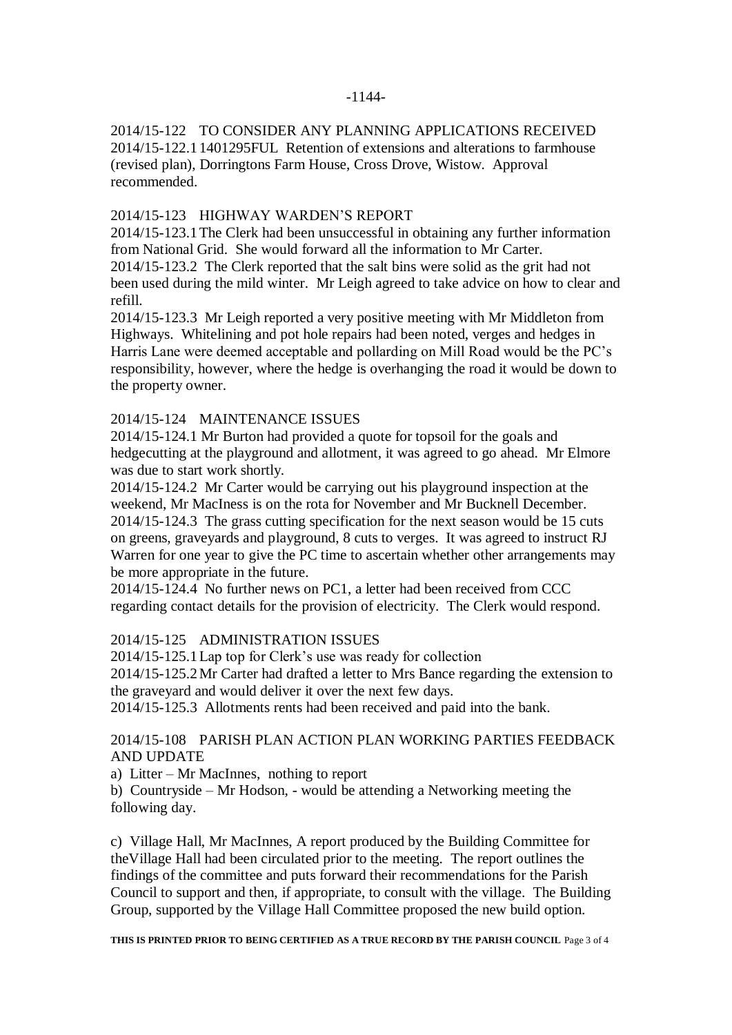-1144-

2014/15-122 TO CONSIDER ANY PLANNING APPLICATIONS RECEIVED
2014/15-122.1 1401295FUL Retention of extensions and alterations to farmhouse (revised plan), Dorringtons Farm House, Cross Drove, Wistow. Approval recommended.

2014/15-123 HIGHWAY WARDEN'S REPORT
2014/15-123.1 The Clerk had been unsuccessful in obtaining any further information from National Grid. She would forward all the information to Mr Carter.
2014/15-123.2 The Clerk reported that the salt bins were solid as the grit had not been used during the mild winter. Mr Leigh agreed to take advice on how to clear and refill.
2014/15-123.3 Mr Leigh reported a very positive meeting with Mr Middleton from Highways. Whitelining and pot hole repairs had been noted, verges and hedges in Harris Lane were deemed acceptable and pollarding on Mill Road would be the PC's responsibility, however, where the hedge is overhanging the road it would be down to the property owner.

2014/15-124 MAINTENANCE ISSUES
2014/15-124.1 Mr Burton had provided a quote for topsoil for the goals and hedgecutting at the playground and allotment, it was agreed to go ahead. Mr Elmore was due to start work shortly.
2014/15-124.2 Mr Carter would be carrying out his playground inspection at the weekend, Mr MacIness is on the rota for November and Mr Bucknell December.
2014/15-124.3 The grass cutting specification for the next season would be 15 cuts on greens, graveyards and playground, 8 cuts to verges. It was agreed to instruct RJ Warren for one year to give the PC time to ascertain whether other arrangements may be more appropriate in the future.
2014/15-124.4 No further news on PC1, a letter had been received from CCC regarding contact details for the provision of electricity. The Clerk would respond.

2014/15-125 ADMINISTRATION ISSUES
2014/15-125.1 Lap top for Clerk's use was ready for collection
2014/15-125.2 Mr Carter had drafted a letter to Mrs Bance regarding the extension to the graveyard and would deliver it over the next few days.
2014/15-125.3 Allotments rents had been received and paid into the bank.

2014/15-108 PARISH PLAN ACTION PLAN WORKING PARTIES FEEDBACK AND UPDATE
a) Litter – Mr MacInnes, nothing to report
b) Countryside – Mr Hodson, - would be attending a Networking meeting the following day.

c) Village Hall, Mr MacInnes, A report produced by the Building Committee for theVillage Hall had been circulated prior to the meeting. The report outlines the findings of the committee and puts forward their recommendations for the Parish Council to support and then, if appropriate, to consult with the village. The Building Group, supported by the Village Hall Committee proposed the new build option.

**THIS IS PRINTED PRIOR TO BEING CERTIFIED AS A TRUE RECORD BY THE PARISH COUNCIL**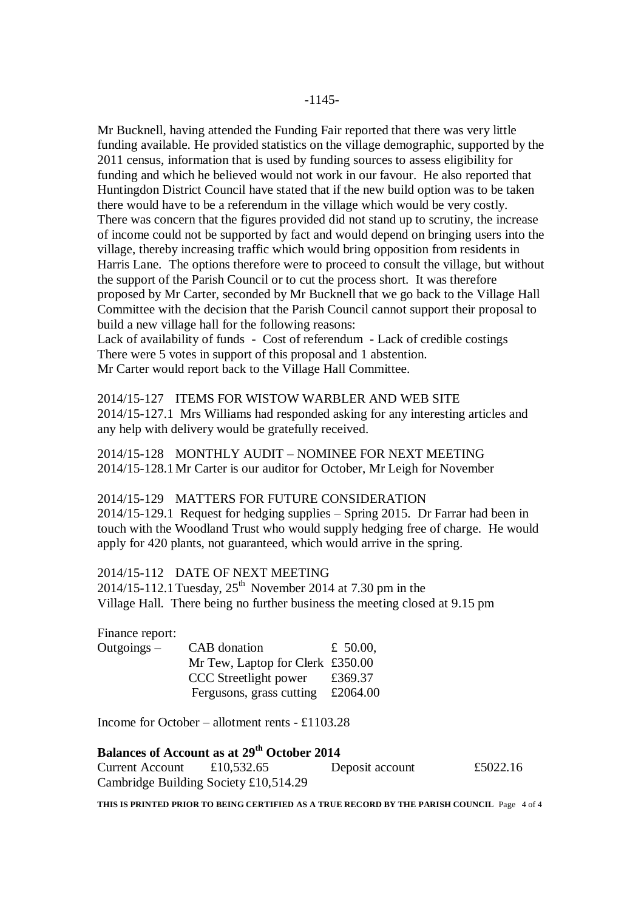-1145-

Mr Bucknell, having attended the Funding Fair reported that there was very little funding available. He provided statistics on the village demographic, supported by the 2011 census, information that is used by funding sources to assess eligibility for funding and which he believed would not work in our favour. He also reported that Huntingdon District Council have stated that if the new build option was to be taken there would have to be a referendum in the village which would be very costly. There was concern that the figures provided did not stand up to scrutiny, the increase of income could not be supported by fact and would depend on bringing users into the village, thereby increasing traffic which would bring opposition from residents in Harris Lane. The options therefore were to proceed to consult the village, but without the support of the Parish Council or to cut the process short. It was therefore proposed by Mr Carter, seconded by Mr Bucknell that we go back to the Village Hall Committee with the decision that the Parish Council cannot support their proposal to build a new village hall for the following reasons:
Lack of availability of funds - Cost of referendum - Lack of credible costings
There were 5 votes in support of this proposal and 1 abstention.
Mr Carter would report back to the Village Hall Committee.

2014/15-127 ITEMS FOR WISTOW WARBLER AND WEB SITE
2014/15-127.1 Mrs Williams had responded asking for any interesting articles and any help with delivery would be gratefully received.

2014/15-128 MONTHLY AUDIT – NOMINEE FOR NEXT MEETING
2014/15-128.1 Mr Carter is our auditor for October, Mr Leigh for November

2014/15-129 MATTERS FOR FUTURE CONSIDERATION
2014/15-129.1 Request for hedging supplies – Spring 2015. Dr Farrar had been in touch with the Woodland Trust who would supply hedging free of charge. He would apply for 420 plants, not guaranteed, which would arrive in the spring.

2014/15-112 DATE OF NEXT MEETING
2014/15-112.1 Tuesday, 25th November 2014 at 7.30 pm in the Village Hall. There being no further business the meeting closed at 9.15 pm

Finance report:

| | | |
|---|---|---|
| Outgoings – | CAB donation | £ 50.00, |
| | Mr Tew, Laptop for Clerk | £350.00 |
| | CCC Streetlight power | £369.37 |
| | Fergusons, grass cutting | £2064.00 |

Income for October – allotment rents - £1103.28

**Balances of Account as at 29th October 2014**

Current Account £10,532.65 Deposit account £5022.16
Cambridge Building Society £10,514.29

**THIS IS PRINTED PRIOR TO BEING CERTIFIED AS A TRUE RECORD BY THE PARISH COUNCIL**